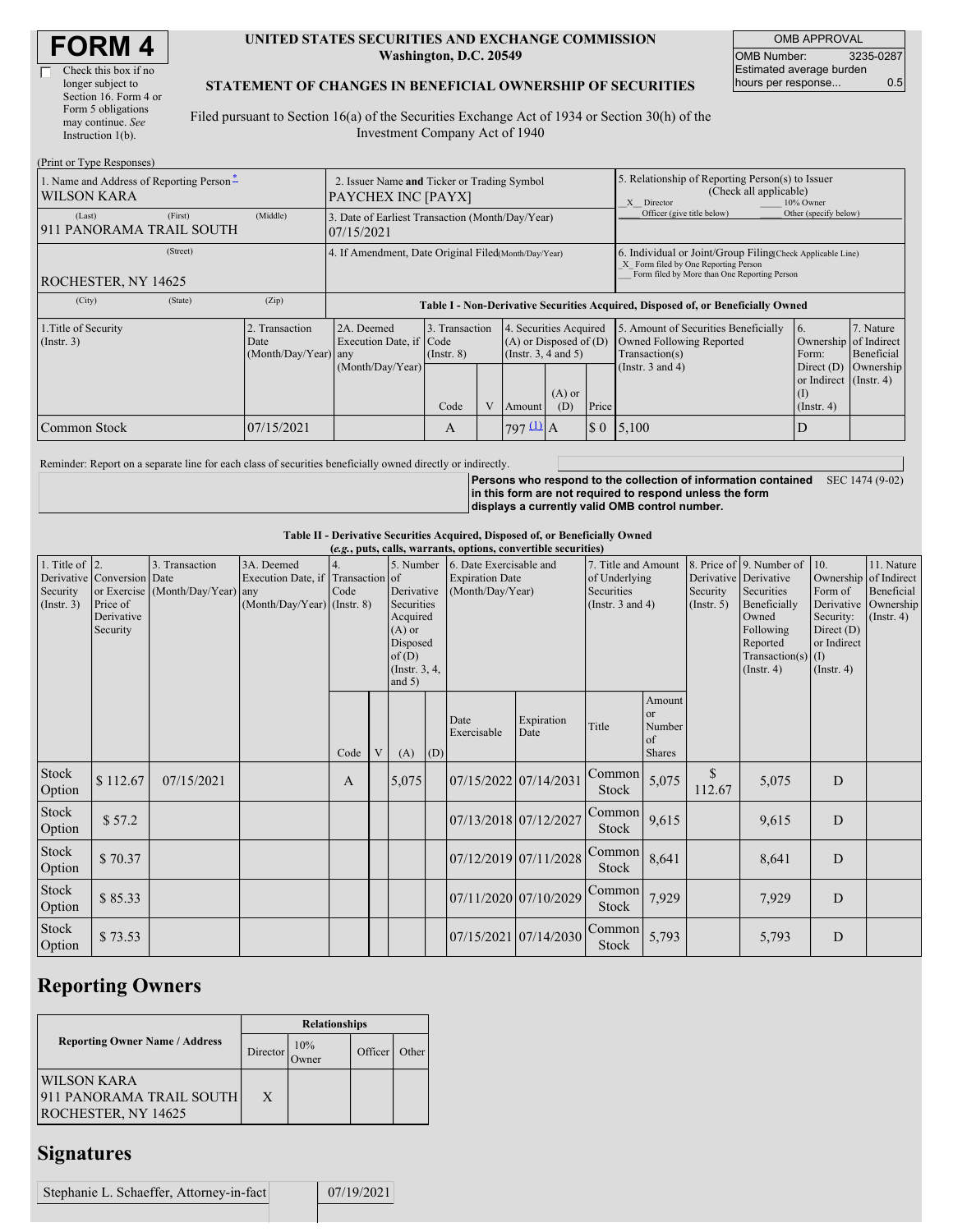# FORM 4

☐ Check this box if no longer subject to Section 16. Form 4 or Form 5 obligations may continue. *See* Instruction 1(b).

**UNITED STATES SECURITIES AND EXCHANGE COMMISSION**
**Washington, D.C. 20549**

**STATEMENT OF CHANGES IN BENEFICIAL OWNERSHIP OF SECURITIES**

Filed pursuant to Section 16(a) of the Securities Exchange Act of 1934 or Section 30(h) of the Investment Company Act of 1940

| OMB APPROVAL | |
|---|---|
| OMB Number: | 3235-0287 |
| Estimated average burden hours per response... | 0.5 |

(Print or Type Responses)

| 1. Name and Address of Reporting Person* | 2. Issuer Name and Ticker or Trading Symbol | 5. Relationship of Reporting Person(s) to Issuer (Check all applicable) |
|---|---|---|
| WILSON KARA (Last) (First) (Middle) | PAYCHEX INC [PAYX] | _X_ Director ___ 10% Owner ___ Officer (give title below) ___ Other (specify below) |
| 911 PANORAMA TRAIL SOUTH (Street) | 3. Date of Earliest Transaction (Month/Day/Year) 07/15/2021 | |
| ROCHESTER, NY 14625 (City) (State) (Zip) | 4. If Amendment, Date Original Filed (Month/Day/Year) | 6. Individual or Joint/Group Filing (Check Applicable Line) _X_ Form filed by One Reporting Person ___ Form filed by More than One Reporting Person |

**Table I - Non-Derivative Securities Acquired, Disposed of, or Beneficially Owned**

| 1.Title of Security (Instr. 3) | 2. Transaction Date (Month/Day/Year) | 2A. Deemed Execution Date, if any (Month/Day/Year) | 3. Transaction Code (Instr. 8) | | 4. Securities Acquired (A) or Disposed of (D) (Instr. 3, 4 and 5) | | | 5. Amount of Securities Beneficially Owned Following Reported Transaction(s) (Instr. 3 and 4) | 6. Ownership Form: Direct (D) or Indirect (I) (Instr. 4) | 7. Nature of Indirect Beneficial Ownership (Instr. 4) |
|---|---|---|---|---|---|---|---|---|---|---|
| | | | Code | V | Amount | (A) or (D) | Price | | | |
| Common Stock | 07/15/2021 | | A | | 797 [(1)] | A | $ 0 | 5,100 | D | |

Reminder: Report on a separate line for each class of securities beneficially owned directly or indirectly.

**Persons who respond to the collection of information contained in this form are not required to respond unless the form displays a currently valid OMB control number.** SEC 1474 (9-02)

**Table II - Derivative Securities Acquired, Disposed of, or Beneficially Owned**
***(e.g., puts, calls, warrants, options, convertible securities)***

| 1. Title of Derivative Security (Instr. 3) | 2. Conversion or Exercise Price of Derivative Security | 3. Transaction Date (Month/Day/Year) | 3A. Deemed Execution Date, if any (Month/Day/Year) | 4. Transaction Code (Instr. 8) | | 5. Number of Derivative Securities Acquired (A) or Disposed of (D) (Instr. 3, 4, and 5) | | 6. Date Exercisable and Expiration Date (Month/Day/Year) | | 7. Title and Amount of Underlying Securities (Instr. 3 and 4) | | 8. Price of Derivative Security (Instr. 5) | 9. Number of Derivative Securities Beneficially Owned Following Reported Transaction(s) (Instr. 4) | 10. Ownership Form of Derivative Security: Direct (D) or Indirect (I) (Instr. 4) | 11. Nature of Indirect Beneficial Ownership (Instr. 4) |
|---|---|---|---|---|---|---|---|---|---|---|---|---|---|---|---|
| | | | | Code | V | (A) | (D) | Date Exercisable | Expiration Date | Title | Amount or Number of Shares | | | | |
| Stock Option | $ 112.67 | 07/15/2021 | | A | | 5,075 | | 07/15/2022 | 07/14/2031 | Common Stock | 5,075 | $ 112.67 | 5,075 | D | |
| Stock Option | $ 57.2 | | | | | | | 07/13/2018 | 07/12/2027 | Common Stock | 9,615 | | 9,615 | D | |
| Stock Option | $ 70.37 | | | | | | | 07/12/2019 | 07/11/2028 | Common Stock | 8,641 | | 8,641 | D | |
| Stock Option | $ 85.33 | | | | | | | 07/11/2020 | 07/10/2029 | Common Stock | 7,929 | | 7,929 | D | |
| Stock Option | $ 73.53 | | | | | | | 07/15/2021 | 07/14/2030 | Common Stock | 5,793 | | 5,793 | D | |

## Reporting Owners

| Reporting Owner Name / Address | Relationships | | | |
|---|---|---|---|---|
| | Director | 10% Owner | Officer | Other |
| WILSON KARA 911 PANORAMA TRAIL SOUTH ROCHESTER, NY 14625 | X | | | |

## Signatures

| Stephanie L. Schaeffer, Attorney-in-fact | 07/19/2021 |
|---|---|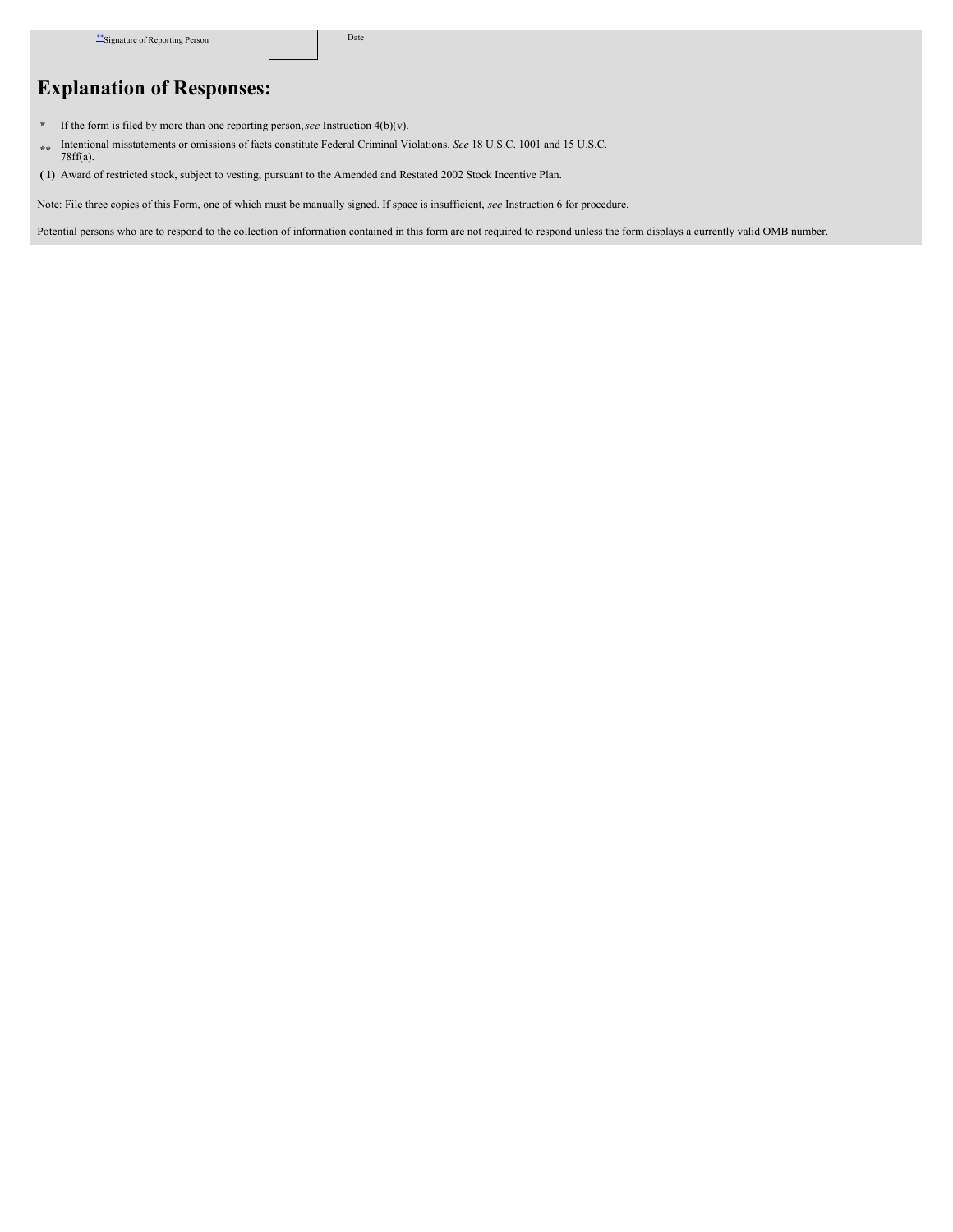| ** Signature of Reporting Person | | Date |
| --- | --- | --- |

## Explanation of Responses:

\* If the form is filed by more than one reporting person, *see* Instruction 4(b)(v).

** Intentional misstatements or omissions of facts constitute Federal Criminal Violations. *See* 18 U.S.C. 1001 and 15 U.S.C. 78ff(a).

( 1) Award of restricted stock, subject to vesting, pursuant to the Amended and Restated 2002 Stock Incentive Plan.

Note: File three copies of this Form, one of which must be manually signed. If space is insufficient, *see* Instruction 6 for procedure.

Potential persons who are to respond to the collection of information contained in this form are not required to respond unless the form displays a currently valid OMB number.